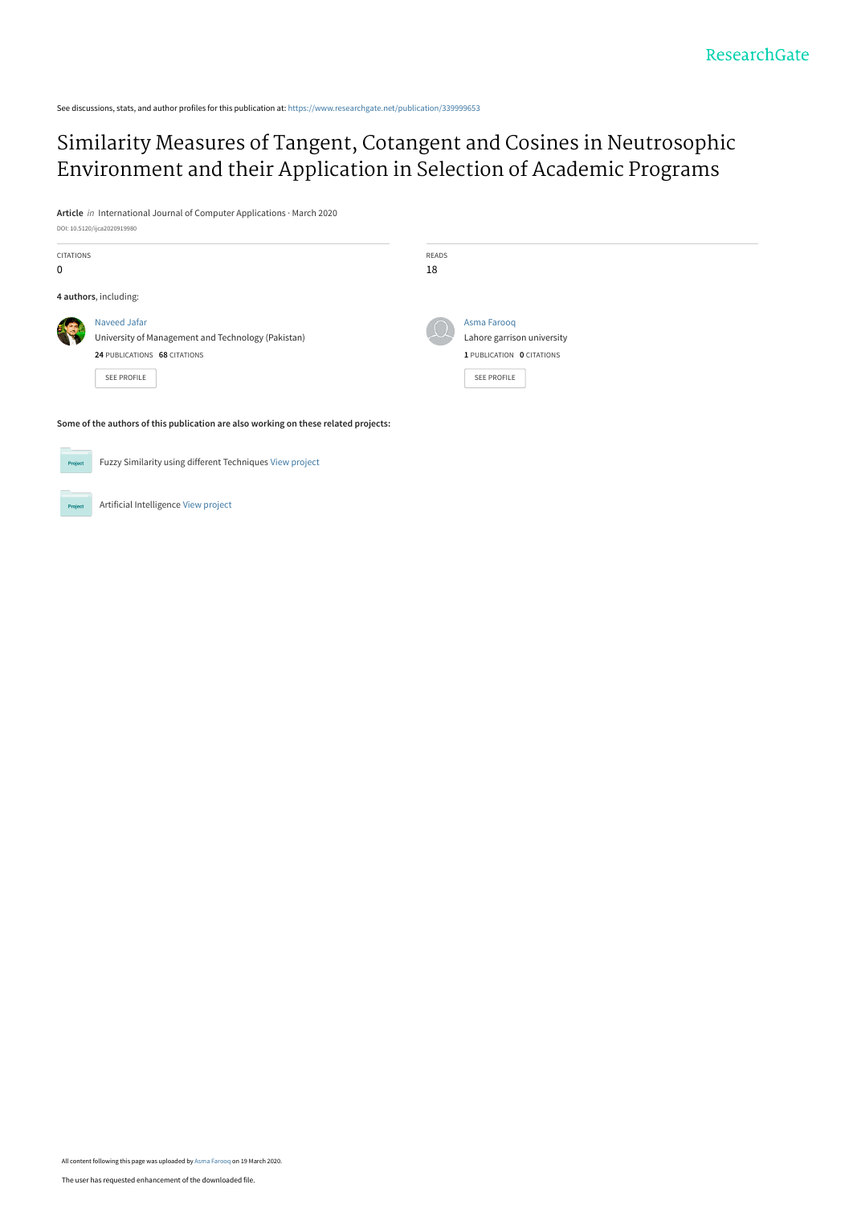See discussions, stats, and author profiles for this publication at: https://www.researchgate.net/publication/339999653

# Similarity Measures of Tangent, Cotangent and Cosines in Neutrosophic Environment and their Application in Selection of Academic Programs

**Article** *in* International Journal of Computer Applications · March 2020

DOI: 10.5120/ijca2020919980

| CITATIONS | READS |
| --- | --- |
| 0 | 18 |

**4 authors**, including:

Naveed Jafar
University of Management and Technology (Pakistan)
**24** PUBLICATIONS **68** CITATIONS
SEE PROFILE

Asma Farooq
Lahore garrison university
**1** PUBLICATION **0** CITATIONS
SEE PROFILE

**Some of the authors of this publication are also working on these related projects:**

Fuzzy Similarity using different Techniques View project

Artificial Intelligence View project

All content following this page was uploaded by Asma Farooq on 19 March 2020.

The user has requested enhancement of the downloaded file.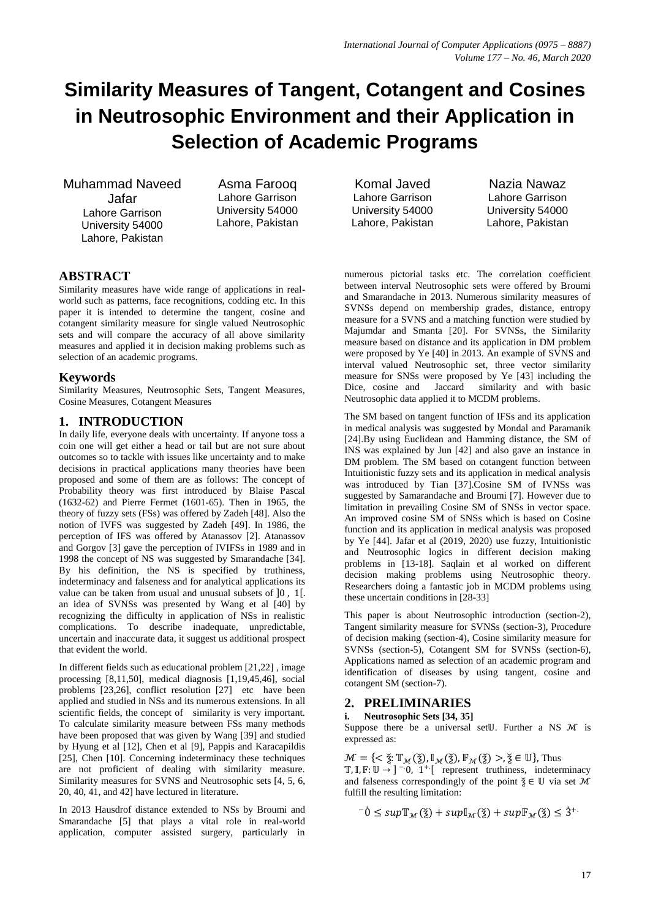# Similarity Measures of Tangent, Cotangent and Cosines in Neutrosophic Environment and their Application in Selection of Academic Programs

Muhammad Naveed Jafar
Lahore Garrison University 54000
Lahore, Pakistan

Asma Farooq
Lahore Garrison University 54000
Lahore, Pakistan

Komal Javed
Lahore Garrison University 54000
Lahore, Pakistan

Nazia Nawaz
Lahore Garrison University 54000
Lahore, Pakistan

## ABSTRACT

Similarity measures have wide range of applications in real-world such as patterns, face recognitions, codding etc. In this paper it is intended to determine the tangent, cosine and cotangent similarity measure for single valued Neutrosophic sets and will compare the accuracy of all above similarity measures and applied it in decision making problems such as selection of an academic programs.

## Keywords

Similarity Measures, Neutrosophic Sets, Tangent Measures, Cosine Measures, Cotangent Measures

## 1. INTRODUCTION

In daily life, everyone deals with uncertainty. If anyone toss a coin one will get either a head or tail but are not sure about outcomes so to tackle with issues like uncertainty and to make decisions in practical applications many theories have been proposed and some of them are as follows: The concept of Probability theory was first introduced by Blaise Pascal (1632-62) and Pierre Fermet (1601-65). Then in 1965, the theory of fuzzy sets (FSs) was offered by Zadeh [48]. Also the notion of IVFS was suggested by Zadeh [49]. In 1986, the perception of IFS was offered by Atanassov [2]. Atanassov and Gorgov [3] gave the perception of IVIFSs in 1989 and in 1998 the concept of NS was suggested by Smarandache [34]. By his definition, the NS is specified by truthiness, indeterminacy and falseness and for analytical applications its value can be taken from usual and unusual subsets of ]0 , 1[. an idea of SVNSs was presented by Wang et al [40] by recognizing the difficulty in application of NSs in realistic complications. To describe inadequate, unpredictable, uncertain and inaccurate data, it suggest us additional prospect that evident the world.

In different fields such as educational problem [21,22] , image processing [8,11,50], medical diagnosis [1,19,45,46], social problems [23,26], conflict resolution [27] etc have been applied and studied in NSs and its numerous extensions. In all scientific fields, the concept of similarity is very important. To calculate similarity measure between FSs many methods have been proposed that was given by Wang [39] and studied by Hyung et al [12], Chen et al [9], Pappis and Karacapildis [25], Chen [10]. Concerning indeterminacy these techniques are not proficient of dealing with similarity measure. Similarity measures for SVNS and Neutrosophic sets [4, 5, 6, 20, 40, 41, and 42] have lectured in literature.

In 2013 Hausdrof distance extended to NSs by Broumi and Smarandache [5] that plays a vital role in real-world application, computer assisted surgery, particularly in numerous pictorial tasks etc. The correlation coefficient between interval Neutrosophic sets were offered by Broumi and Smarandache in 2013. Numerous similarity measures of SVNSs depend on membership grades, distance, entropy measure for a SVNS and a matching function were studied by Majumdar and Smanta [20]. For SVNSs, the Similarity measure based on distance and its application in DM problem were proposed by Ye [40] in 2013. An example of SVNS and interval valued Neutrosophic set, three vector similarity measure for SNSs were proposed by Ye [43] including the Dice, cosine and Jaccard similarity and with basic Neutrosophic data applied it to MCDM problems.

The SM based on tangent function of IFSs and its application in medical analysis was suggested by Mondal and Paramanik [24].By using Euclidean and Hamming distance, the SM of INS was explained by Jun [42] and also gave an instance in DM problem. The SM based on cotangent function between Intuitionistic fuzzy sets and its application in medical analysis was introduced by Tian [37].Cosine SM of IVNSs was suggested by Samarandache and Broumi [7]. However due to limitation in prevailing Cosine SM of SNSs in vector space. An improved cosine SM of SNSs which is based on Cosine function and its application in medical analysis was proposed by Ye [44]. Jafar et al (2019, 2020) use fuzzy, Intuitionistic and Neutrosophic logics in different decision making problems in [13-18]. Saqlain et al worked on different decision making problems using Neutrosophic theory. Researchers doing a fantastic job in MCDM problems using these uncertain conditions in [28-33]

This paper is about Neutrosophic introduction (section-2), Tangent similarity measure for SVNSs (section-3), Procedure of decision making (section-4), Cosine similarity measure for SVNSs (section-5), Cotangent SM for SVNSs (section-6), Applications named as selection of an academic program and identification of diseases by using tangent, cosine and cotangent SM (section-7).

## 2. PRELIMINARIES

### i. Neutrosophic Sets [34, 35]

Suppose there be a universal set $\mathbb{U}$. Further a NS $\mathcal{M}$ is expressed as:

$\mathcal{M} = \{< \breve{z}: \mathbb{T}_{\mathcal{M}}(\breve{z}), \mathbb{I}_{\mathcal{M}}(\breve{z}), \mathbb{F}_{\mathcal{M}}(\breve{z}) >, \breve{z} \in \mathbb{U}\}$, Thus $\mathbb{T}, \mathbb{I}, \mathbb{F}: \mathbb{U} \to ]^{-}0, 1^{+}[$ represent truthiness, indeterminacy and falseness correspondingly of the point $\breve{z} \in \mathbb{U}$ via set $\mathcal{M}$ fulfill the resulting limitation:

$$^{-}\dot{0} \leq sup\mathbb{T}_{\mathcal{M}}(\breve{z}) + sup\mathbb{I}_{\mathcal{M}}(\breve{z}) + sup\mathbb{F}_{\mathcal{M}}(\breve{z}) \leq \dot{3}^{+}.$$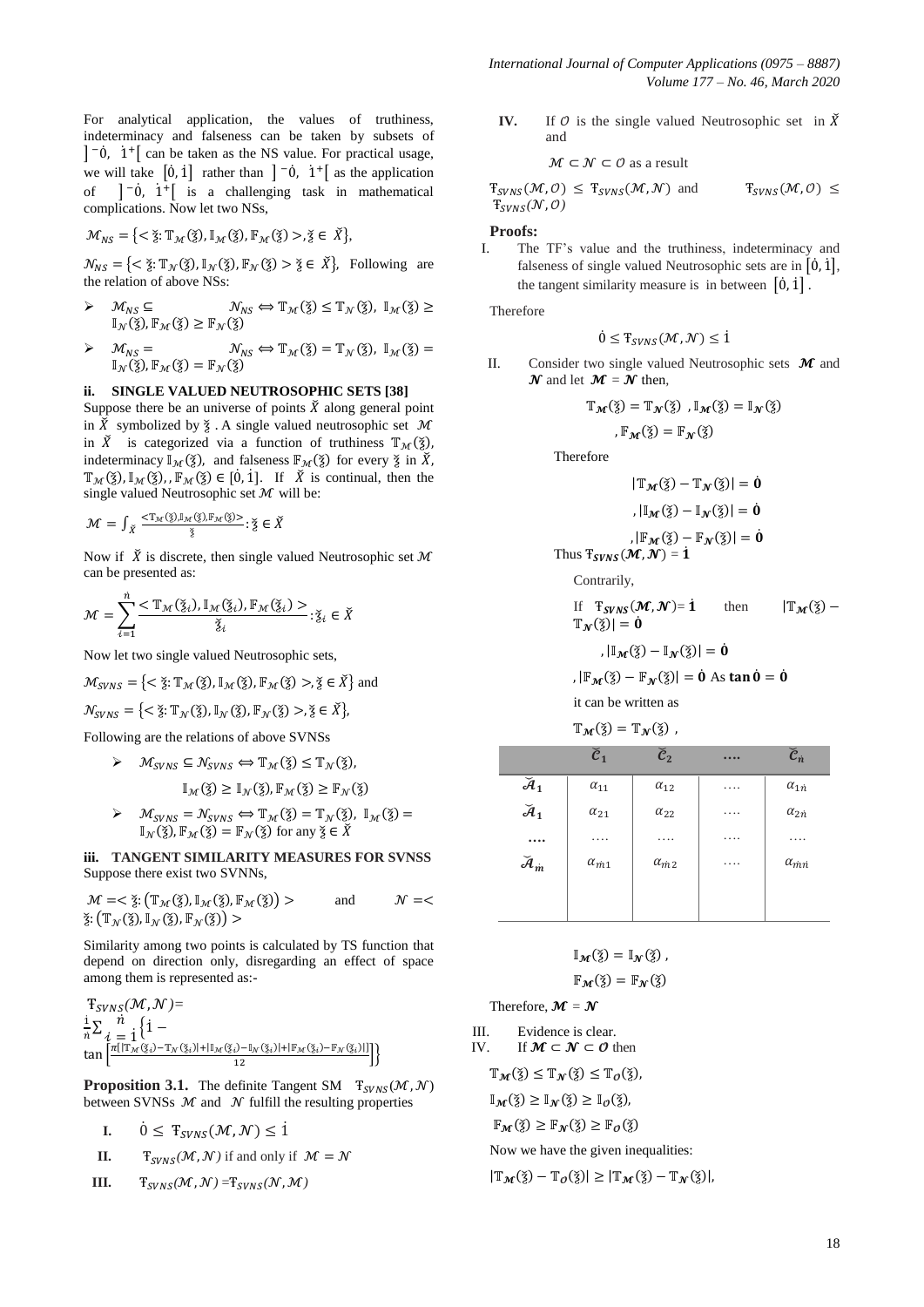For analytical application, the values of truthiness, indeterminacy and falseness can be taken by subsets of $]^{-}\dot{0},\ \dot{1}^{+}[$ can be taken as the NS value. For practical usage, we will take $[\dot{0}, \dot{1}]$ rather than $]^{-}\dot{0},\ \dot{1}^{+}[$ as the application of $]^{-}\dot{0},\ \dot{1}^{+}[$ is a challenging task in mathematical complications. Now let two NSs,

$\mathcal{M}_{NS} = \{< \check{z}: \mathbb{T}_{\mathcal{M}}(\check{z}), \mathbb{I}_{\mathcal{M}}(\check{z}), \mathbb{F}_{\mathcal{M}}(\check{z}) >, \check{z} \in \check{X}\}$,

$\mathcal{N}_{NS} = \{< \check{z}: \mathbb{T}_{\mathcal{N}}(\check{z}), \mathbb{I}_{\mathcal{N}}(\check{z}), \mathbb{F}_{\mathcal{N}}(\check{z}) > \check{z} \in \check{X}\}$, Following are the relation of above NSs:

- $\mathcal{M}_{NS} \subseteq \mathcal{N}_{NS} \Leftrightarrow \mathbb{T}_{\mathcal{M}}(\check{z}) \leq \mathbb{T}_{\mathcal{N}}(\check{z}),\ \mathbb{I}_{\mathcal{M}}(\check{z}) \geq \mathbb{I}_{\mathcal{N}}(\check{z}), \mathbb{F}_{\mathcal{M}}(\check{z}) \geq \mathbb{F}_{\mathcal{N}}(\check{z})$
- $\mathcal{M}_{NS} = \mathcal{N}_{NS} \Leftrightarrow \mathbb{T}_{\mathcal{M}}(\check{z}) = \mathbb{T}_{\mathcal{N}}(\check{z}),\ \mathbb{I}_{\mathcal{M}}(\check{z}) = \mathbb{I}_{\mathcal{N}}(\check{z}), \mathbb{F}_{\mathcal{M}}(\check{z}) = \mathbb{F}_{\mathcal{N}}(\check{z})$

### ii. SINGLE VALUED NEUTROSOPHIC SETS [38]

Suppose there be an universe of points $\check{X}$ along general point in $\check{X}$ symbolized by $\check{z}$. A single valued neutrosophic set $\mathcal{M}$ in $\check{X}$ is categorized via a function of truthiness $\mathbb{T}_{\mathcal{M}}(\check{z})$, indeterminacy $\mathbb{I}_{\mathcal{M}}(\check{z})$, and falseness $\mathbb{F}_{\mathcal{M}}(\check{z})$ for every $\check{z}$ in $\check{X}$, $\mathbb{T}_{\mathcal{M}}(\check{z}), \mathbb{I}_{\mathcal{M}}(\check{z}), \mathbb{F}_{\mathcal{M}}(\check{z}) \in [\dot{0}, \dot{1}]$. If $\check{X}$ is continual, then the single valued Neutrosophic set $\mathcal{M}$ will be:

$$\mathcal{M} = \int_{\check{X}} \frac{<\mathbb{T}_{\mathcal{M}}(\check{z}), \mathbb{I}_{\mathcal{M}}(\check{z}), \mathbb{F}_{\mathcal{M}}(\check{z})>}{\check{z}} : \check{z} \in \check{X}$$

Now if $\check{X}$ is discrete, then single valued Neutrosophic set $\mathcal{M}$ can be presented as:

$$\mathcal{M} = \sum_{i=1}^{\dot{n}} \frac{< \mathbb{T}_{\mathcal{M}}(\check{z}_i), \mathbb{I}_{\mathcal{M}}(\check{z}_i), \mathbb{F}_{\mathcal{M}}(\check{z}_i) >}{\check{z}_i} : \check{z}_i \in \check{X}$$

Now let two single valued Neutrosophic sets,

$\mathcal{M}_{SVNS} = \{< \check{z}: \mathbb{T}_{\mathcal{M}}(\check{z}), \mathbb{I}_{\mathcal{M}}(\check{z}), \mathbb{F}_{\mathcal{M}}(\check{z}) >, \check{z} \in \check{X}\}$ and

$\mathcal{N}_{SVNS} = \{< \check{z}: \mathbb{T}_{\mathcal{N}}(\check{z}), \mathbb{I}_{\mathcal{N}}(\check{z}), \mathbb{F}_{\mathcal{N}}(\check{z}) >, \check{z} \in \check{X}\}$,

Following are the relations of above SVNSs

- $\mathcal{M}_{SVNS} \subseteq \mathcal{N}_{SVNS} \Leftrightarrow \mathbb{T}_{\mathcal{M}}(\check{z}) \leq \mathbb{T}_{\mathcal{N}}(\check{z})$,

  $\mathbb{I}_{\mathcal{M}}(\check{z}) \geq \mathbb{I}_{\mathcal{N}}(\check{z}), \mathbb{F}_{\mathcal{M}}(\check{z}) \geq \mathbb{F}_{\mathcal{N}}(\check{z})$
- $\mathcal{M}_{SVNS} = \mathcal{N}_{SVNS} \Leftrightarrow \mathbb{T}_{\mathcal{M}}(\check{z}) = \mathbb{T}_{\mathcal{N}}(\check{z}),\ \mathbb{I}_{\mathcal{M}}(\check{z}) = \mathbb{I}_{\mathcal{N}}(\check{z}), \mathbb{F}_{\mathcal{M}}(\check{z}) = \mathbb{F}_{\mathcal{N}}(\check{z})$ for any $\check{z} \in \check{X}$

### iii. TANGENT SIMILARITY MEASURES FOR SVNSS

Suppose there exist two SVNNs,

$\mathcal{M} =< \check{z}: (\mathbb{T}_{\mathcal{M}}(\check{z}), \mathbb{I}_{\mathcal{M}}(\check{z}), \mathbb{F}_{\mathcal{M}}(\check{z})) >$ and $\mathcal{N} =< \check{z}: (\mathbb{T}_{\mathcal{N}}(\check{z}), \mathbb{I}_{\mathcal{N}}(\check{z}), \mathbb{F}_{\mathcal{N}}(\check{z})) >$

Similarity among two points is calculated by TS function that depend on direction only, disregarding an effect of space among them is represented as:-

$$\text{Ŧ}_{SVNS}(\mathcal{M}, \mathcal{N}) = \frac{\dot{1}}{\dot{n}} \sum_{i=\dot{1}}^{\dot{n}} \left\{ \dot{1} - \tan\left[ \frac{\pi(|\mathbb{T}_{\mathcal{M}}(\check{z}_i) - \mathbb{T}_{\mathcal{N}}(\check{z}_i)| + |\mathbb{I}_{\mathcal{M}}(\check{z}_i) - \mathbb{I}_{\mathcal{N}}(\check{z}_i)| + |\mathbb{F}_{\mathcal{M}}(\check{z}_i) - \mathbb{F}_{\mathcal{N}}(\check{z}_i)|)}{12} \right] \right\}$$

**Proposition 3.1.** The definite Tangent SM $\text{Ŧ}_{SVNS}(\mathcal{M}, \mathcal{N})$ between SVNSs $\mathcal{M}$ and $\mathcal{N}$ fulfill the resulting properties

- **I.** $\dot{0} \leq \text{Ŧ}_{SVNS}(\mathcal{M}, \mathcal{N}) \leq \dot{1}$
- **II.** $\text{Ŧ}_{SVNS}(\mathcal{M}, \mathcal{N})$ if and only if $\mathcal{M} = \mathcal{N}$
- **III.** $\text{Ŧ}_{SVNS}(\mathcal{M}, \mathcal{N}) = \text{Ŧ}_{SVNS}(\mathcal{N}, \mathcal{M})$
- **IV.** If $\mathcal{O}$ is the single valued Neutrosophic set in $\check{X}$ and

  $\mathcal{M} \subset \mathcal{N} \subset \mathcal{O}$ as a result

  $\text{Ŧ}_{SVNS}(\mathcal{M}, \mathcal{O}) \leq \text{Ŧ}_{SVNS}(\mathcal{M}, \mathcal{N})$ and $\text{Ŧ}_{SVNS}(\mathcal{M}, \mathcal{O}) \leq \text{Ŧ}_{SVNS}(\mathcal{N}, \mathcal{O})$

**Proofs:**

I. The TF's value and the truthiness, indeterminacy and falseness of single valued Neutrosophic sets are in $[\dot{0}, \dot{1}]$, the tangent similarity measure is in between $[\dot{0}, \dot{1}]$.

Therefore

$$\dot{0} \leq \text{Ŧ}_{SVNS}(\mathcal{M}, \mathcal{N}) \leq \dot{1}$$

II. Consider two single valued Neutrosophic sets $\boldsymbol{\mathcal{M}}$ and $\boldsymbol{\mathcal{N}}$ and let $\boldsymbol{\mathcal{M}} = \boldsymbol{\mathcal{N}}$ then,

$$\mathbb{T}_{\boldsymbol{\mathcal{M}}}(\check{z}) = \mathbb{T}_{\boldsymbol{\mathcal{N}}}(\check{z})\ , \mathbb{I}_{\boldsymbol{\mathcal{M}}}(\check{z}) = \mathbb{I}_{\boldsymbol{\mathcal{N}}}(\check{z})$$
$$, \mathbb{F}_{\boldsymbol{\mathcal{M}}}(\check{z}) = \mathbb{F}_{\boldsymbol{\mathcal{N}}}(\check{z})$$

Therefore

$$|\mathbb{T}_{\boldsymbol{\mathcal{M}}}(\check{z}) - \mathbb{T}_{\boldsymbol{\mathcal{N}}}(\check{z})| = \dot{\mathbf{0}}$$
$$, |\mathbb{I}_{\boldsymbol{\mathcal{M}}}(\check{z}) - \mathbb{I}_{\boldsymbol{\mathcal{N}}}(\check{z})| = \dot{\mathbf{0}}$$
$$, |\mathbb{F}_{\boldsymbol{\mathcal{M}}}(\check{z}) - \mathbb{F}_{\boldsymbol{\mathcal{N}}}(\check{z})| = \dot{\mathbf{0}}$$

Thus $\text{Ŧ}_{\boldsymbol{SVNS}}(\boldsymbol{\mathcal{M}}, \boldsymbol{\mathcal{N}}) = \dot{\mathbf{1}}$

Contrarily,

If $\text{Ŧ}_{\boldsymbol{SVNS}}(\boldsymbol{\mathcal{M}}, \boldsymbol{\mathcal{N}}) = \dot{\mathbf{1}}$ then $|\mathbb{T}_{\boldsymbol{\mathcal{M}}}(\check{z}) - \mathbb{T}_{\boldsymbol{\mathcal{N}}}(\check{z})| = \dot{\mathbf{0}}$

$, |\mathbb{I}_{\boldsymbol{\mathcal{M}}}(\check{z}) - \mathbb{I}_{\boldsymbol{\mathcal{N}}}(\check{z})| = \dot{\mathbf{0}}$

$, |\mathbb{F}_{\boldsymbol{\mathcal{M}}}(\check{z}) - \mathbb{F}_{\boldsymbol{\mathcal{N}}}(\check{z})| = \dot{\mathbf{0}}$ As $\tan \dot{\mathbf{0}} = \dot{\mathbf{0}}$

it can be written as

$\mathbb{T}_{\boldsymbol{\mathcal{M}}}(\check{z}) = \mathbb{T}_{\boldsymbol{\mathcal{N}}}(\check{z})$ ,

| | $\check{\mathcal{C}}_1$ | $\check{\mathcal{C}}_2$ | …. | $\check{\mathcal{C}}_{\dot{n}}$ |
|---|---|---|---|---|
| $\check{\mathcal{A}}_1$ | $\alpha_{11}$ | $\alpha_{12}$ | …. | $\alpha_{1\dot{n}}$ |
| $\check{\mathcal{A}}_1$ | $\alpha_{21}$ | $\alpha_{22}$ | …. | $\alpha_{2\dot{n}}$ |
| …. | …. | …. | …. | …. |
| $\check{\mathcal{A}}_{\dot{m}}$ | $\alpha_{\dot{m}1}$ | $\alpha_{\dot{m}2}$ | …. | $\alpha_{\dot{m}\dot{n}}$ |

$$\mathbb{I}_{\boldsymbol{\mathcal{M}}}(\check{z}) = \mathbb{I}_{\boldsymbol{\mathcal{N}}}(\check{z})\ ,$$
$$\mathbb{F}_{\boldsymbol{\mathcal{M}}}(\check{z}) = \mathbb{F}_{\boldsymbol{\mathcal{N}}}(\check{z})$$

Therefore, $\boldsymbol{\mathcal{M}} = \boldsymbol{\mathcal{N}}$

III. Evidence is clear.

IV. If $\boldsymbol{\mathcal{M}} \subset \boldsymbol{\mathcal{N}} \subset \boldsymbol{\mathcal{O}}$ then

$\mathbb{T}_{\boldsymbol{\mathcal{M}}}(\check{z}) \leq \mathbb{T}_{\boldsymbol{\mathcal{N}}}(\check{z}) \leq \mathbb{T}_{\mathcal{O}}(\check{z})$,

$\mathbb{I}_{\boldsymbol{\mathcal{M}}}(\check{z}) \geq \mathbb{I}_{\boldsymbol{\mathcal{N}}}(\check{z}) \geq \mathbb{I}_{\mathcal{O}}(\check{z})$,

$\mathbb{F}_{\boldsymbol{\mathcal{M}}}(\check{z}) \geq \mathbb{F}_{\boldsymbol{\mathcal{N}}}(\check{z}) \geq \mathbb{F}_{\mathcal{O}}(\check{z})$

Now we have the given inequalities:

$|\mathbb{T}_{\boldsymbol{\mathcal{M}}}(\check{z}) - \mathbb{T}_{\mathcal{O}}(\check{z})| \geq |\mathbb{T}_{\boldsymbol{\mathcal{M}}}(\check{z}) - \mathbb{T}_{\boldsymbol{\mathcal{N}}}(\check{z})|$,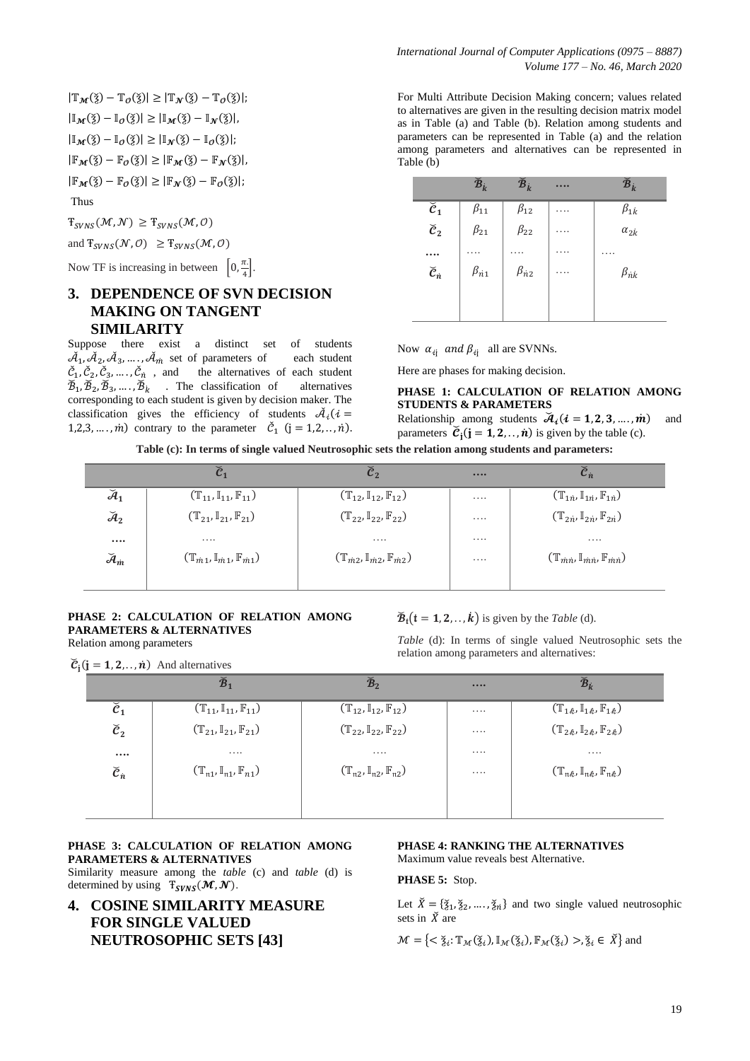$|\mathbb{T}_{\mathcal{M}}(\check{z}) - \mathbb{T}_{\mathcal{O}}(\check{z})| \geq |\mathbb{T}_{\mathcal{N}}(\check{z}) - \mathbb{T}_{\mathcal{O}}(\check{z})|;$

$|\mathbb{I}_{\mathcal{M}}(\check{z}) - \mathbb{I}_{\mathcal{O}}(\check{z})| \geq |\mathbb{I}_{\mathcal{M}}(\check{z}) - \mathbb{I}_{\mathcal{N}}(\check{z})|,$

$|\mathbb{I}_{\mathcal{M}}(\check{z}) - \mathbb{I}_{\mathcal{O}}(\check{z})| \geq |\mathbb{I}_{\mathcal{N}}(\check{z}) - \mathbb{I}_{\mathcal{O}}(\check{z})|;$

$|\mathbb{F}_{\mathcal{M}}(\check{z}) - \mathbb{F}_{\mathcal{O}}(\check{z})| \geq |\mathbb{F}_{\mathcal{M}}(\check{z}) - \mathbb{F}_{\mathcal{N}}(\check{z})|,$

$|\mathbb{F}_{\mathcal{M}}(\check{z}) - \mathbb{F}_{\mathcal{O}}(\check{z})| \geq |\mathbb{F}_{\mathcal{N}}(\check{z}) - \mathbb{F}_{\mathcal{O}}(\check{z})|;$

Thus

$\mathrm{T}_{SVNS}(\mathcal{M}, \mathcal{N}) \geq \mathrm{T}_{SVNS}(\mathcal{M}, \mathcal{O})$

and $\mathrm{T}_{SVNS}(\mathcal{N}, \mathcal{O}) \geq \mathrm{T}_{SVNS}(\mathcal{M}, \mathcal{O})$

Now TF is increasing in between $\left[0, \frac{\pi}{4}\right]$.

## 3. DEPENDENCE OF SVN DECISION MAKING ON TANGENT SIMILARITY

Suppose there exist a distinct set of students $\check{\mathcal{A}}_1, \check{\mathcal{A}}_2, \check{\mathcal{A}}_3, \ldots, \check{\mathcal{A}}_{\dot{m}}$ set of parameters of each student $\check{\mathcal{C}}_1, \check{\mathcal{C}}_2, \check{\mathcal{C}}_3, \ldots, \check{\mathcal{C}}_{\dot{n}}$, and the alternatives of each student $\check{\mathcal{B}}_1, \check{\mathcal{B}}_2, \check{\mathcal{B}}_3, \ldots, \check{\mathcal{B}}_{\dot{k}}$. The classification of alternatives corresponding to each student is given by decision maker. The classification gives the efficiency of students $\check{\mathcal{A}}_i (i = 1,2,3, \ldots, \dot{m})$ contrary to the parameter $\check{\mathcal{C}}_1$ $(j = 1,2, \ldots, \dot{n})$.

For Multi Attribute Decision Making concern; values related to alternatives are given in the resulting decision matrix model as in Table (a) and Table (b). Relation among students and parameters can be represented in Table (a) and the relation among parameters and alternatives can be represented in Table (b)

| | $\check{\mathcal{B}}_k$ | $\check{\mathcal{B}}_k$ | …. | $\check{\mathcal{B}}_{\dot{k}}$ |
|---|---|---|---|---|
| $\check{\mathcal{C}}_1$ | $\beta_{11}$ | $\beta_{12}$ | …. | $\beta_{1k}$ |
| $\check{\mathcal{C}}_2$ | $\beta_{21}$ | $\beta_{22}$ | …. | $\alpha_{2k}$ |
| …. | …. | …. | …. | …. |
| $\check{\mathcal{C}}_{\dot{n}}$ | $\beta_{\dot{n}1}$ | $\beta_{\dot{n}2}$ | …. | $\beta_{\dot{n}k}$ |

Now $\alpha_{ij}$ *and* $\beta_{ij}$ all are SVNNs.

Here are phases for making decision.

**PHASE 1: CALCULATION OF RELATION AMONG STUDENTS & PARAMETERS**

Relationship among students $\check{\mathcal{A}}_i (i = 1, 2, 3, \ldots, \dot{m})$ and parameters $\check{\mathcal{C}}_j (j = 1, 2, \ldots, \dot{n})$ is given by the table (c).

**Table (c): In terms of single valued Neutrosophic sets the relation among students and parameters:**

| | $\check{\mathcal{C}}_1$ | $\check{\mathcal{C}}_2$ | …. | $\check{\mathcal{C}}_{\dot{n}}$ |
|---|---|---|---|---|
| $\check{\mathcal{A}}_1$ | $(\mathbb{T}_{11}, \mathbb{I}_{11}, \mathbb{F}_{11})$ | $(\mathbb{T}_{12}, \mathbb{I}_{12}, \mathbb{F}_{12})$ | …. | $(\mathbb{T}_{1\dot{n}}, \mathbb{I}_{1\dot{n}}, \mathbb{F}_{1\dot{n}})$ |
| $\check{\mathcal{A}}_2$ | $(\mathbb{T}_{21}, \mathbb{I}_{21}, \mathbb{F}_{21})$ | $(\mathbb{T}_{22}, \mathbb{I}_{22}, \mathbb{F}_{22})$ | …. | $(\mathbb{T}_{2\dot{n}}, \mathbb{I}_{2\dot{n}}, \mathbb{F}_{2\dot{n}})$ |
| …. | …. | …. | …. | …. |
| $\check{\mathcal{A}}_{\dot{m}}$ | $(\mathbb{T}_{\dot{m}1}, \mathbb{I}_{\dot{m}1}, \mathbb{F}_{\dot{m}1})$ | $(\mathbb{T}_{\dot{m}2}, \mathbb{I}_{\dot{m}2}, \mathbb{F}_{\dot{m}2})$ | …. | $(\mathbb{T}_{\dot{m}\dot{n}}, \mathbb{I}_{\dot{m}\dot{n}}, \mathbb{F}_{\dot{m}\dot{n}})$ |

**PHASE 2: CALCULATION OF RELATION AMONG PARAMETERS & ALTERNATIVES**

Relation among parameters $\check{\mathcal{C}}_j (j = 1, 2, \ldots, \dot{n})$ And alternatives $\check{\mathcal{B}}_t (t = 1, 2, \ldots, \dot{k})$ is given by the *Table* (d).

*Table* (d): In terms of single valued Neutrosophic sets the relation among parameters and alternatives:

| | $\check{\mathcal{B}}_1$ | $\check{\mathcal{B}}_2$ | …. | $\check{\mathcal{B}}_{\dot{k}}$ |
|---|---|---|---|---|
| $\check{\mathcal{C}}_1$ | $(\mathbb{T}_{11}, \mathbb{I}_{11}, \mathbb{F}_{11})$ | $(\mathbb{T}_{12}, \mathbb{I}_{12}, \mathbb{F}_{12})$ | …. | $(\mathbb{T}_{1k}, \mathbb{I}_{1k}, \mathbb{F}_{1k})$ |
| $\check{\mathcal{C}}_2$ | $(\mathbb{T}_{21}, \mathbb{I}_{21}, \mathbb{F}_{21})$ | $(\mathbb{T}_{22}, \mathbb{I}_{22}, \mathbb{F}_{22})$ | …. | $(\mathbb{T}_{2k}, \mathbb{I}_{2k}, \mathbb{F}_{2k})$ |
| …. | …. | …. | …. | …. |
| $\check{\mathcal{C}}_{\dot{n}}$ | $(\mathbb{T}_{n1}, \mathbb{I}_{n1}, \mathbb{F}_{n1})$ | $(\mathbb{T}_{n2}, \mathbb{I}_{n2}, \mathbb{F}_{n2})$ | …. | $(\mathbb{T}_{nk}, \mathbb{I}_{nk}, \mathbb{F}_{nk})$ |

**PHASE 3: CALCULATION OF RELATION AMONG PARAMETERS & ALTERNATIVES**

Similarity measure among the *table* (c) and *table* (d) is determined by using $\mathrm{T}_{SVNS}(\mathcal{M}, \mathcal{N})$.

**PHASE 4: RANKING THE ALTERNATIVES**

Maximum value reveals best Alternative.

**PHASE 5:** Stop.

## 4. COSINE SIMILARITY MEASURE FOR SINGLE VALUED NEUTROSOPHIC SETS [43]

Let $\check{X} = \{\check{z}_1, \check{z}_2, \ldots, \check{z}_{\dot{n}}\}$ and two single valued neutrosophic sets in $\check{X}$ are

$\mathcal{M} = \{< \check{z}_i : \mathbb{T}_{\mathcal{M}}(\check{z}_i), \mathbb{I}_{\mathcal{M}}(\check{z}_i), \mathbb{F}_{\mathcal{M}}(\check{z}_i) >, \check{z}_i \in \check{X}\}$ and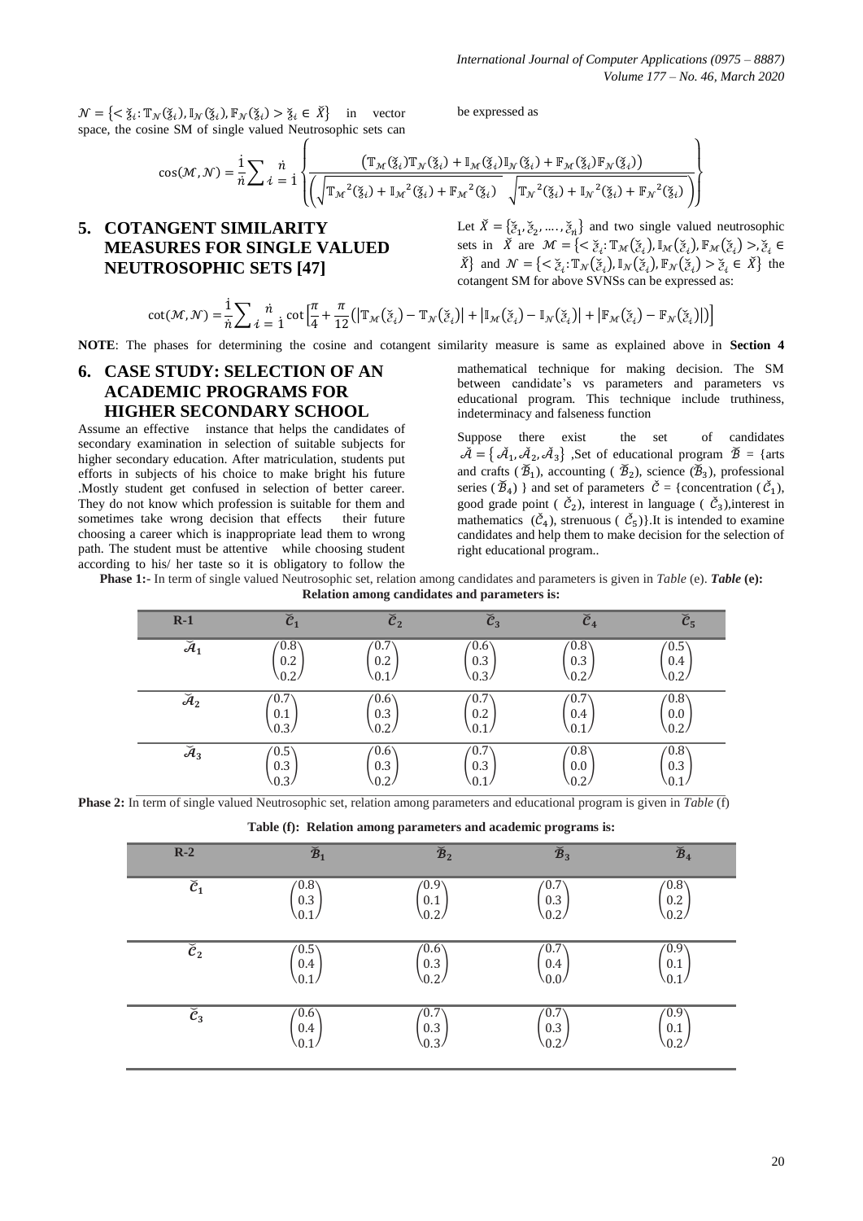$\mathcal{N} = \{< \breve{z}_i: \mathbb{T}_{\mathcal{N}}(\breve{z}_i), \mathbb{I}_{\mathcal{N}}(\breve{z}_i), \mathbb{F}_{\mathcal{N}}(\breve{z}_i) > \breve{z}_i \in \breve{X}\}$ in vector space, the cosine SM of single valued Neutrosophic sets can be expressed as

$$\cos(\mathcal{M}, \mathcal{N}) = \frac{1}{\dot{n}} \sum_{i=1}^{\dot{n}} \left\{ \frac{\left(\mathbb{T}_{\mathcal{M}}(\breve{z}_i)\mathbb{T}_{\mathcal{N}}(\breve{z}_i) + \mathbb{I}_{\mathcal{M}}(\breve{z}_i)\mathbb{I}_{\mathcal{N}}(\breve{z}_i) + \mathbb{F}_{\mathcal{M}}(\breve{z}_i)\mathbb{F}_{\mathcal{N}}(\breve{z}_i)\right)}{\left(\sqrt{\mathbb{T}_{\mathcal{M}}^2(\breve{z}_i) + \mathbb{I}_{\mathcal{M}}^2(\breve{z}_i) + \mathbb{F}_{\mathcal{M}}^2(\breve{z}_i)}\ \sqrt{\mathbb{T}_{\mathcal{N}}^2(\breve{z}_i) + \mathbb{I}_{\mathcal{N}}^2(\breve{z}_i) + \mathbb{F}_{\mathcal{N}}^2(\breve{z}_i)}\right)} \right\}$$

## 5. COTANGENT SIMILARITY MEASURES FOR SINGLE VALUED NEUTROSOPHIC SETS [47]

Let $\breve{X} = \{\breve{z}_1, \breve{z}_2, \ldots, \breve{z}_{\dot{n}}\}$ and two single valued neutrosophic sets in $\breve{X}$ are $\mathcal{M} = \{< \breve{z}_i: \mathbb{T}_{\mathcal{M}}(\breve{z}_i), \mathbb{I}_{\mathcal{M}}(\breve{z}_i), \mathbb{F}_{\mathcal{M}}(\breve{z}_i) >, \breve{z}_i \in \breve{X}\}$ and $\mathcal{N} = \{< \breve{z}_i: \mathbb{T}_{\mathcal{N}}(\breve{z}_i), \mathbb{I}_{\mathcal{N}}(\breve{z}_i), \mathbb{F}_{\mathcal{N}}(\breve{z}_i) > \breve{z}_i \in \breve{X}\}$ the cotangent SM for above SVNSs can be expressed as:

$$\cot(\mathcal{M}, \mathcal{N}) = \frac{1}{\dot{n}} \sum_{i=1}^{\dot{n}} \cot\left[\frac{\pi}{4} + \frac{\pi}{12}\left(\left|\mathbb{T}_{\mathcal{M}}(\breve{z}_i) - \mathbb{T}_{\mathcal{N}}(\breve{z}_i)\right| + \left|\mathbb{I}_{\mathcal{M}}(\breve{z}_i) - \mathbb{I}_{\mathcal{N}}(\breve{z}_i)\right| + \left|\mathbb{F}_{\mathcal{M}}(\breve{z}_i) - \mathbb{F}_{\mathcal{N}}(\breve{z}_i)\right|\right)\right]$$

**NOTE**: The phases for determining the cosine and cotangent similarity measure is same as explained above in **Section 4**

## 6. CASE STUDY: SELECTION OF AN ACADEMIC PROGRAMS FOR HIGHER SECONDARY SCHOOL

Assume an effective instance that helps the candidates of secondary examination in selection of suitable subjects for higher secondary education. After matriculation, students put efforts in subjects of his choice to make bright his future .Mostly student get confused in selection of better career. They do not know which profession is suitable for them and sometimes take wrong decision that effects their future choosing a career which is inappropriate lead them to wrong path. The student must be attentive while choosing student according to his/ her taste so it is obligatory to follow the mathematical technique for making decision. The SM between candidate's vs parameters and parameters vs educational program. This technique include truthiness, indeterminacy and falseness function

Suppose there exist the set of candidates $\breve{\mathcal{A}} = \{\breve{\mathcal{A}}_1, \breve{\mathcal{A}}_2, \breve{\mathcal{A}}_3\}$ ,Set of educational program $\breve{\mathcal{B}}$ = {arts and crafts ($\breve{\mathcal{B}}_1$), accounting ($\breve{\mathcal{B}}_2$), science ($\breve{\mathcal{B}}_3$), professional series ($\breve{\mathcal{B}}_4$) } and set of parameters $\breve{\mathcal{C}}$ = {concentration ($\breve{\mathcal{C}}_1$), good grade point ($\breve{\mathcal{C}}_2$), interest in language ($\breve{\mathcal{C}}_3$),interest in mathematics ($\breve{\mathcal{C}}_4$), strenuous ($\breve{\mathcal{C}}_5$)}.It is intended to examine candidates and help them to make decision for the selection of right educational program..

**Phase 1:-** In term of single valued Neutrosophic set, relation among candidates and parameters is given in *Table* (e). ***Table* (e): Relation among candidates and parameters is:**

| R-1 | $\breve{\mathcal{C}}_1$ | $\breve{\mathcal{C}}_2$ | $\breve{\mathcal{C}}_3$ | $\breve{\mathcal{C}}_4$ | $\breve{\mathcal{C}}_5$ |
|---|---|---|---|---|---|
| $\breve{\mathcal{A}}_1$ | $\begin{pmatrix}0.8\\0.2\\0.2\end{pmatrix}$ | $\begin{pmatrix}0.7\\0.2\\0.1\end{pmatrix}$ | $\begin{pmatrix}0.6\\0.3\\0.3\end{pmatrix}$ | $\begin{pmatrix}0.8\\0.3\\0.2\end{pmatrix}$ | $\begin{pmatrix}0.5\\0.4\\0.2\end{pmatrix}$ |
| $\breve{\mathcal{A}}_2$ | $\begin{pmatrix}0.7\\0.1\\0.3\end{pmatrix}$ | $\begin{pmatrix}0.6\\0.3\\0.2\end{pmatrix}$ | $\begin{pmatrix}0.7\\0.2\\0.1\end{pmatrix}$ | $\begin{pmatrix}0.7\\0.4\\0.1\end{pmatrix}$ | $\begin{pmatrix}0.8\\0.0\\0.2\end{pmatrix}$ |
| $\breve{\mathcal{A}}_3$ | $\begin{pmatrix}0.5\\0.3\\0.3\end{pmatrix}$ | $\begin{pmatrix}0.6\\0.3\\0.2\end{pmatrix}$ | $\begin{pmatrix}0.7\\0.3\\0.1\end{pmatrix}$ | $\begin{pmatrix}0.8\\0.0\\0.2\end{pmatrix}$ | $\begin{pmatrix}0.8\\0.3\\0.1\end{pmatrix}$ |

**Phase 2:** In term of single valued Neutrosophic set, relation among parameters and educational program is given in *Table* (f)

**Table (f): Relation among parameters and academic programs is:**

| R-2 | $\breve{\mathcal{B}}_1$ | $\breve{\mathcal{B}}_2$ | $\breve{\mathcal{B}}_3$ | $\breve{\mathcal{B}}_4$ |
|---|---|---|---|---|
| $\breve{\mathcal{C}}_1$ | $\begin{pmatrix}0.8\\0.3\\0.1\end{pmatrix}$ | $\begin{pmatrix}0.9\\0.1\\0.2\end{pmatrix}$ | $\begin{pmatrix}0.7\\0.3\\0.2\end{pmatrix}$ | $\begin{pmatrix}0.8\\0.2\\0.2\end{pmatrix}$ |
| $\breve{\mathcal{C}}_2$ | $\begin{pmatrix}0.5\\0.4\\0.1\end{pmatrix}$ | $\begin{pmatrix}0.6\\0.3\\0.2\end{pmatrix}$ | $\begin{pmatrix}0.7\\0.4\\0.0\end{pmatrix}$ | $\begin{pmatrix}0.9\\0.1\\0.1\end{pmatrix}$ |
| $\breve{\mathcal{C}}_3$ | $\begin{pmatrix}0.6\\0.4\\0.1\end{pmatrix}$ | $\begin{pmatrix}0.7\\0.3\\0.3\end{pmatrix}$ | $\begin{pmatrix}0.7\\0.3\\0.2\end{pmatrix}$ | $\begin{pmatrix}0.9\\0.1\\0.2\end{pmatrix}$ |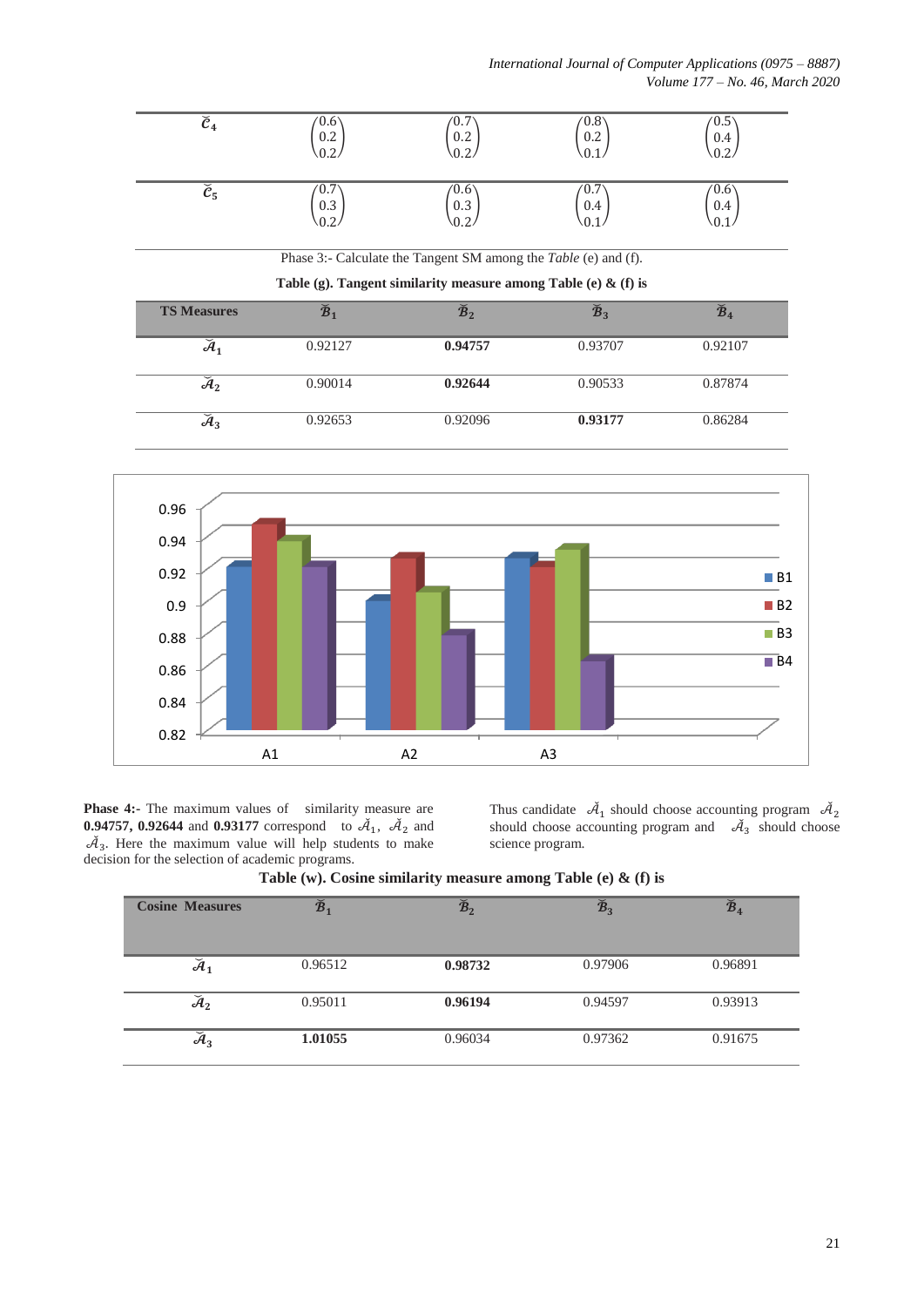| | | | | |
|---|---|---|---|---|
| $\breve{\mathcal{C}}_4$ | $\begin{pmatrix}0.6\\0.2\\0.2\end{pmatrix}$ | $\begin{pmatrix}0.7\\0.2\\0.2\end{pmatrix}$ | $\begin{pmatrix}0.8\\0.2\\0.1\end{pmatrix}$ | $\begin{pmatrix}0.5\\0.4\\0.2\end{pmatrix}$ |
| $\breve{\mathcal{C}}_5$ | $\begin{pmatrix}0.7\\0.3\\0.2\end{pmatrix}$ | $\begin{pmatrix}0.6\\0.3\\0.2\end{pmatrix}$ | $\begin{pmatrix}0.7\\0.4\\0.1\end{pmatrix}$ | $\begin{pmatrix}0.6\\0.4\\0.1\end{pmatrix}$ |

Phase 3:- Calculate the Tangent SM among the *Table* (e) and (f).

**Table (g). Tangent similarity measure among Table (e) & (f) is**

| TS Measures | $\breve{\mathcal{B}}_1$ | $\breve{\mathcal{B}}_2$ | $\breve{\mathcal{B}}_3$ | $\breve{\mathcal{B}}_4$ |
|---|---|---|---|---|
| $\breve{\mathcal{A}}_1$ | 0.92127 | **0.94757** | 0.93707 | 0.92107 |
| $\breve{\mathcal{A}}_2$ | 0.90014 | **0.92644** | 0.90533 | 0.87874 |
| $\breve{\mathcal{A}}_3$ | 0.92653 | 0.92096 | **0.93177** | 0.86284 |

**Phase 4:-** The maximum values of similarity measure are **0.94757, 0.92644** and **0.93177** correspond to $\breve{\mathcal{A}}_1$, $\breve{\mathcal{A}}_2$ and $\breve{\mathcal{A}}_3$. Here the maximum value will help students to make decision for the selection of academic programs.

Thus candidate $\breve{\mathcal{A}}_1$ should choose accounting program $\breve{\mathcal{A}}_2$ should choose accounting program and $\breve{\mathcal{A}}_3$ should choose science program.

**Table (w). Cosine similarity measure among Table (e) & (f) is**

| Cosine Measures | $\breve{\mathcal{B}}_1$ | $\breve{\mathcal{B}}_2$ | $\breve{\mathcal{B}}_3$ | $\breve{\mathcal{B}}_4$ |
|---|---|---|---|---|
| $\breve{\mathcal{A}}_1$ | 0.96512 | **0.98732** | 0.97906 | 0.96891 |
| $\breve{\mathcal{A}}_2$ | 0.95011 | **0.96194** | 0.94597 | 0.93913 |
| $\breve{\mathcal{A}}_3$ | **1.01055** | 0.96034 | 0.97362 | 0.91675 |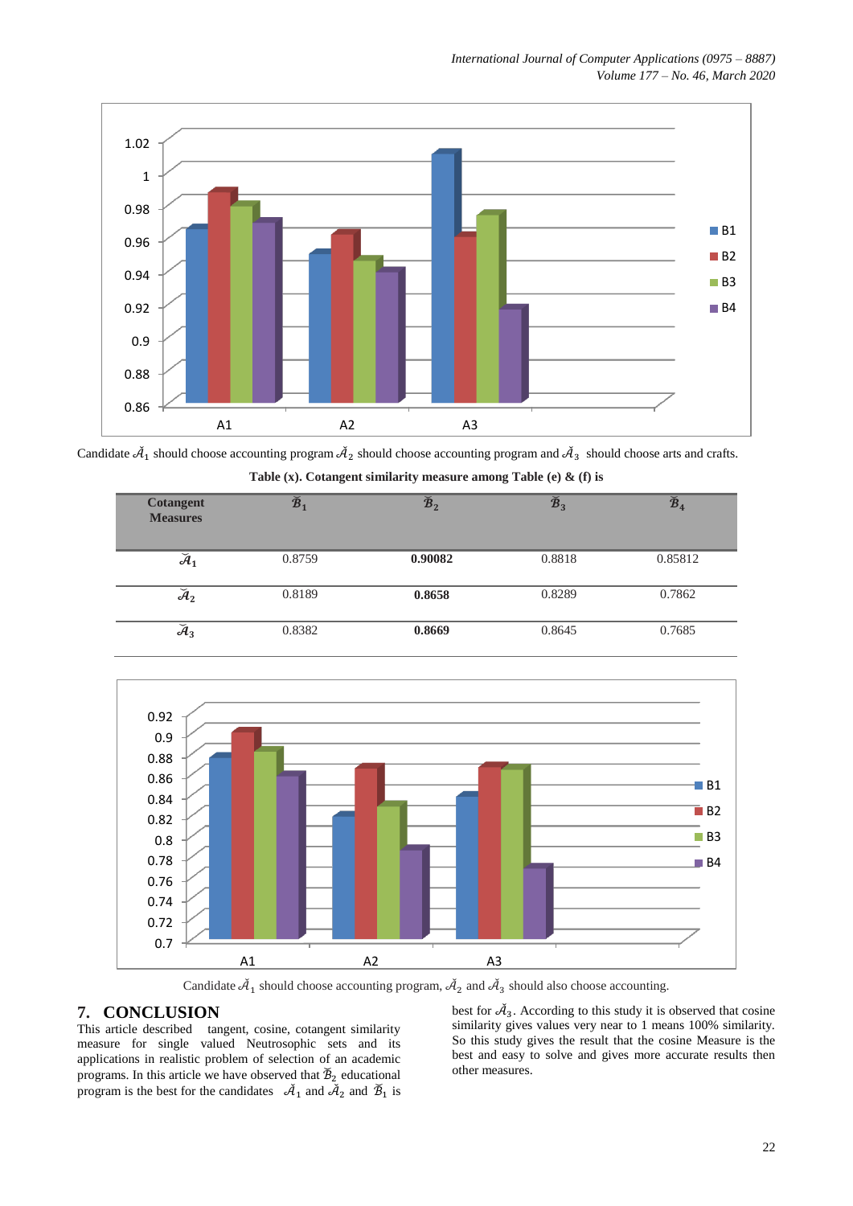Candidate $\breve{\mathcal{A}}_1$ should choose accounting program $\breve{\mathcal{A}}_2$ should choose accounting program and $\breve{\mathcal{A}}_3$ should choose arts and crafts.

**Table (x). Cotangent similarity measure among Table (e) & (f) is**

| Cotangent Measures | $\breve{\mathcal{B}}_1$ | $\breve{\mathcal{B}}_2$ | $\breve{\mathcal{B}}_3$ | $\breve{\mathcal{B}}_4$ |
|---|---|---|---|---|
| $\breve{\mathcal{A}}_1$ | 0.8759 | **0.90082** | 0.8818 | 0.85812 |
| $\breve{\mathcal{A}}_2$ | 0.8189 | **0.8658** | 0.8289 | 0.7862 |
| $\breve{\mathcal{A}}_3$ | 0.8382 | **0.8669** | 0.8645 | 0.7685 |

Candidate $\breve{\mathcal{A}}_1$ should choose accounting program, $\breve{\mathcal{A}}_2$ and $\breve{\mathcal{A}}_3$ should also choose accounting.

## 7. CONCLUSION

This article described tangent, cosine, cotangent similarity measure for single valued Neutrosophic sets and its applications in realistic problem of selection of an academic programs. In this article we have observed that $\breve{\mathcal{B}}_2$ educational program is the best for the candidates $\breve{\mathcal{A}}_1$ and $\breve{\mathcal{A}}_2$ and $\breve{\mathcal{B}}_1$ is best for $\breve{\mathcal{A}}_3$. According to this study it is observed that cosine similarity gives values very near to 1 means 100% similarity. So this study gives the result that the cosine Measure is the best and easy to solve and gives more accurate results then other measures.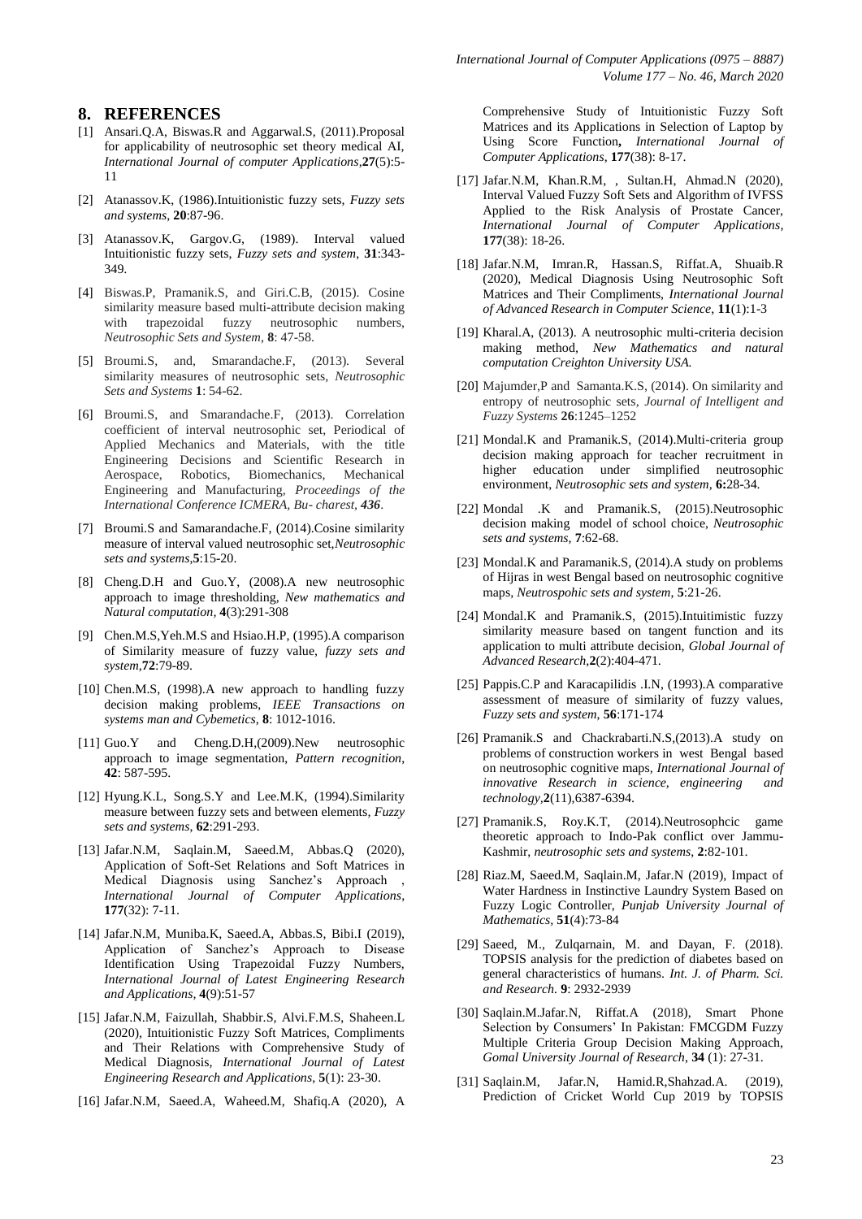## 8. REFERENCES

[1] Ansari.Q.A, Biswas.R and Aggarwal.S, (2011).Proposal for applicability of neutrosophic set theory medical AI, *International Journal of computer Applications*,**27**(5):5-11

[2] Atanassov.K, (1986).Intuitionistic fuzzy sets, *Fuzzy sets and systems*, **20**:87-96.

[3] Atanassov.K, Gargov.G, (1989). Interval valued Intuitionistic fuzzy sets, *Fuzzy sets and system*, **31**:343-349.

[4] Biswas.P, Pramanik.S, and Giri.C.B, (2015). Cosine similarity measure based multi-attribute decision making with trapezoidal fuzzy neutrosophic numbers, *Neutrosophic Sets and System*, **8**: 47-58.

[5] Broumi.S, and, Smarandache.F, (2013). Several similarity measures of neutrosophic sets, *Neutrosophic Sets and Systems* **1**: 54-62.

[6] Broumi.S, and Smarandache.F, (2013). Correlation coefficient of interval neutrosophic set, Periodical of Applied Mechanics and Materials, with the title Engineering Decisions and Scientific Research in Aerospace, Robotics, Biomechanics, Mechanical Engineering and Manufacturing, *Proceedings of the International Conference ICMERA, Bu- charest, **436***.

[7] Broumi.S and Samarandache.F, (2014).Cosine similarity measure of interval valued neutrosophic set,*Neutrosophic sets and systems*,**5**:15-20.

[8] Cheng.D.H and Guo.Y, (2008).A new neutrosophic approach to image thresholding, *New mathematics and Natural computation*, **4**(3):291-308

[9] Chen.M.S,Yeh.M.S and Hsiao.H.P, (1995).A comparison of Similarity measure of fuzzy value, *fuzzy sets and system*,**72**:79-89.

[10] Chen.M.S, (1998).A new approach to handling fuzzy decision making problems, *IEEE Transactions on systems man and Cybemetics*, **8**: 1012-1016.

[11] Guo.Y and Cheng.D.H,(2009).New neutrosophic approach to image segmentation, *Pattern recognition*, **42**: 587-595.

[12] Hyung.K.L, Song.S.Y and Lee.M.K, (1994).Similarity measure between fuzzy sets and between elements, *Fuzzy sets and systems*, **62**:291-293.

[13] Jafar.N.M, Saqlain.M, Saeed.M, Abbas.Q (2020), Application of Soft-Set Relations and Soft Matrices in Medical Diagnosis using Sanchez's Approach , *International Journal of Computer Applications*, **177**(32): 7-11.

[14] Jafar.N.M, Muniba.K, Saeed.A, Abbas.S, Bibi.I (2019), Application of Sanchez's Approach to Disease Identification Using Trapezoidal Fuzzy Numbers, *International Journal of Latest Engineering Research and Applications*, **4**(9):51-57

[15] Jafar.N.M, Faizullah, Shabbir.S, Alvi.F.M.S, Shaheen.L (2020), Intuitionistic Fuzzy Soft Matrices, Compliments and Their Relations with Comprehensive Study of Medical Diagnosis, *International Journal of Latest Engineering Research and Applications*, **5**(1): 23-30.

[16] Jafar.N.M, Saeed.A, Waheed.M, Shafiq.A (2020), A Comprehensive Study of Intuitionistic Fuzzy Soft Matrices and its Applications in Selection of Laptop by Using Score Function**,** *International Journal of Computer Applications*, **177**(38): 8-17.

[17] Jafar.N.M, Khan.R.M, , Sultan.H, Ahmad.N (2020), Interval Valued Fuzzy Soft Sets and Algorithm of IVFSS Applied to the Risk Analysis of Prostate Cancer, *International Journal of Computer Applications*, **177**(38): 18-26.

[18] Jafar.N.M, Imran.R, Hassan.S, Riffat.A, Shuaib.R (2020), Medical Diagnosis Using Neutrosophic Soft Matrices and Their Compliments, *International Journal of Advanced Research in Computer Science*, **11**(1):1-3

[19] Kharal.A, (2013). A neutrosophic multi-criteria decision making method, *New Mathematics and natural computation Creighton University USA.*

[20] Majumder,P and Samanta.K.S, (2014). On similarity and entropy of neutrosophic sets, *Journal of Intelligent and Fuzzy Systems* **26**:1245–1252

[21] Mondal.K and Pramanik.S, (2014).Multi-criteria group decision making approach for teacher recruitment in higher education under simplified neutrosophic environment, *Neutrosophic sets and system*, **6:**28-34.

[22] Mondal .K and Pramanik.S, (2015).Neutrosophic decision making model of school choice, *Neutrosophic sets and systems*, **7**:62-68.

[23] Mondal.K and Paramanik.S, (2014).A study on problems of Hijras in west Bengal based on neutrosophic cognitive maps, *Neutrospohic sets and system*, **5**:21-26.

[24] Mondal.K and Pramanik.S, (2015).Intuitimistic fuzzy similarity measure based on tangent function and its application to multi attribute decision, *Global Journal of Advanced Research*,**2**(2):404-471.

[25] Pappis.C.P and Karacapilidis .I.N, (1993).A comparative assessment of measure of similarity of fuzzy values, *Fuzzy sets and system*, **56**:171-174

[26] Pramanik.S and Chackrabarti.N.S,(2013).A study on problems of construction workers in west Bengal based on neutrosophic cognitive maps, *International Journal of innovative Research in science, engineering and technology*,**2**(11),6387-6394.

[27] Pramanik.S, Roy.K.T, (2014).Neutrosophcic game theoretic approach to Indo-Pak conflict over Jammu-Kashmir, *neutrosophic sets and systems*, **2**:82-101.

[28] Riaz.M, Saeed.M, Saqlain.M, Jafar.N (2019), Impact of Water Hardness in Instinctive Laundry System Based on Fuzzy Logic Controller, *Punjab University Journal of Mathematics*, **51**(4):73-84

[29] Saeed, M., Zulqarnain, M. and Dayan, F. (2018). TOPSIS analysis for the prediction of diabetes based on general characteristics of humans. *Int. J. of Pharm. Sci. and Research.* **9**: 2932-2939

[30] Saqlain.M.Jafar.N, Riffat.A (2018), Smart Phone Selection by Consumers' In Pakistan: FMCGDM Fuzzy Multiple Criteria Group Decision Making Approach, *Gomal University Journal of Research*, **34** (1): 27-31.

[31] Saqlain.M, Jafar.N, Hamid.R,Shahzad.A. (2019), Prediction of Cricket World Cup 2019 by TOPSIS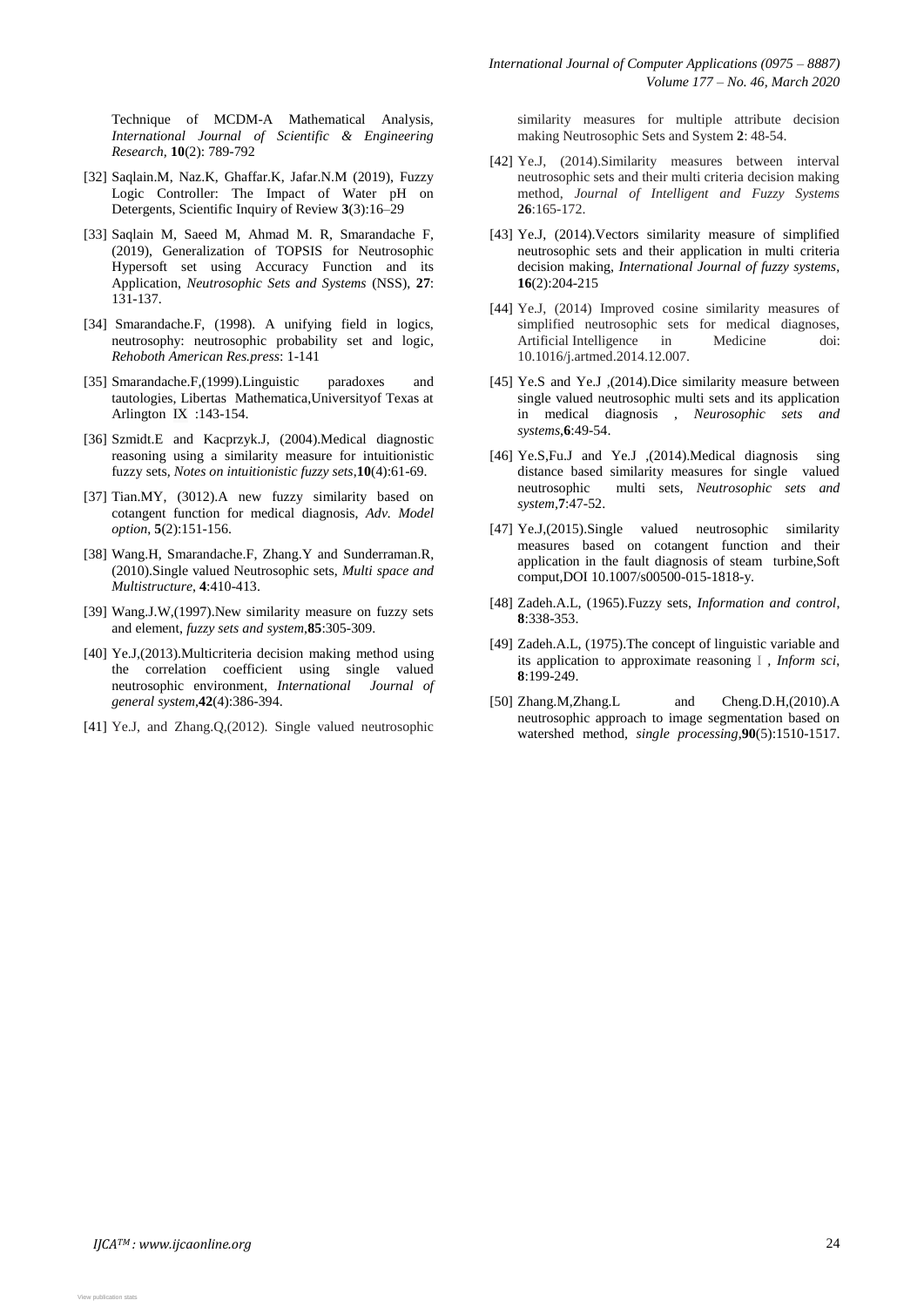Technique of MCDM-A Mathematical Analysis, *International Journal of Scientific & Engineering Research*, **10**(2): 789-792

[32] Saqlain.M, Naz.K, Ghaffar.K, Jafar.N.M (2019), Fuzzy Logic Controller: The Impact of Water pH on Detergents, Scientific Inquiry of Review **3**(3):16–29

[33] Saqlain M, Saeed M, Ahmad M. R, Smarandache F, (2019), Generalization of TOPSIS for Neutrosophic Hypersoft set using Accuracy Function and its Application, *Neutrosophic Sets and Systems* (NSS), **27**: 131-137.

[34] Smarandache.F, (1998). A unifying field in logics, neutrosophy: neutrosophic probability set and logic, *Rehoboth American Res.press*: 1-141

[35] Smarandache.F,(1999).Linguistic paradoxes and tautologies, Libertas Mathematica,Universityof Texas at Arlington IX :143-154.

[36] Szmidt.E and Kacprzyk.J, (2004).Medical diagnostic reasoning using a similarity measure for intuitionistic fuzzy sets, *Notes on intuitionistic fuzzy sets*,**10**(4):61-69.

[37] Tian.MY, (3012).A new fuzzy similarity based on cotangent function for medical diagnosis, *Adv. Model option*, **5**(2):151-156.

[38] Wang.H, Smarandache.F, Zhang.Y and Sunderraman.R, (2010).Single valued Neutrosophic sets, *Multi space and Multistructure*, **4**:410-413.

[39] Wang.J.W,(1997).New similarity measure on fuzzy sets and element, *fuzzy sets and system*,**85**:305-309.

[40] Ye.J,(2013).Multicriteria decision making method using the correlation coefficient using single valued neutrosophic environment, *International Journal of general system*,**42**(4):386-394.

[41] Ye.J, and Zhang.Q,(2012). Single valued neutrosophic similarity measures for multiple attribute decision making Neutrosophic Sets and System **2**: 48-54.

[42] Ye.J, (2014).Similarity measures between interval neutrosophic sets and their multi criteria decision making method, *Journal of Intelligent and Fuzzy Systems* **26**:165-172.

[43] Ye.J, (2014).Vectors similarity measure of simplified neutrosophic sets and their application in multi criteria decision making, *International Journal of fuzzy systems*, **16**(2):204-215

[44] Ye.J, (2014) Improved cosine similarity measures of simplified neutrosophic sets for medical diagnoses, Artificial Intelligence in Medicine doi: 10.1016/j.artmed.2014.12.007.

[45] Ye.S and Ye.J ,(2014).Dice similarity measure between single valued neutrosophic multi sets and its application in medical diagnosis , *Neurosophic sets and systems*,**6**:49-54.

[46] Ye.S,Fu.J and Ye.J ,(2014).Medical diagnosis sing distance based similarity measures for single valued neutrosophic multi sets, *Neutrosophic sets and system*,**7**:47-52.

[47] Ye.J,(2015).Single valued neutrosophic similarity measures based on cotangent function and their application in the fault diagnosis of steam turbine,Soft comput,DOI 10.1007/s00500-015-1818-y.

[48] Zadeh.A.L, (1965).Fuzzy sets, *Information and control*, **8**:338-353.

[49] Zadeh.A.L, (1975).The concept of linguistic variable and its application to approximate reasoning I , *Inform sci*, **8**:199-249.

[50] Zhang.M,Zhang.L and Cheng.D.H,(2010).A neutrosophic approach to image segmentation based on watershed method, *single processing*,**90**(5):1510-1517.